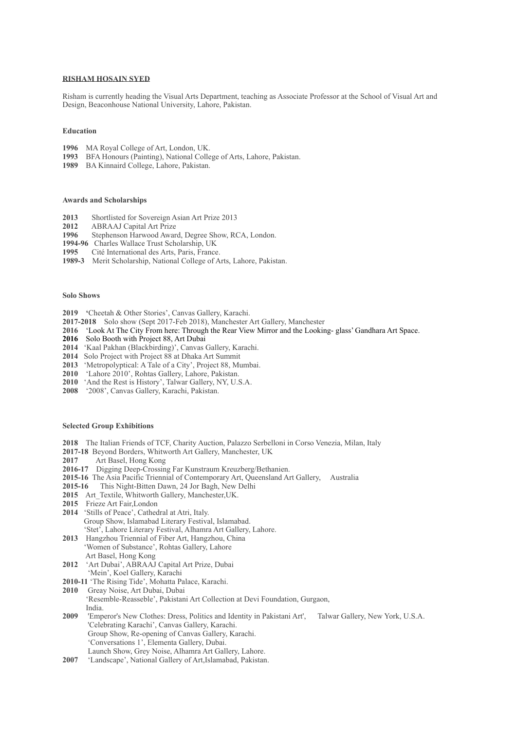# RISHAM HOSAIN SYED

Risham is currently heading the Visual Arts Department, teaching as Associate Professor at the School of Visual Art and Design, Beaconhouse National University, Lahore, Pakistan.

### Education

**1996** MA Royal College of Art, London, UK.
**1993** BFA Honours (Painting), National College of Arts, Lahore, Pakistan.
**1989** BA Kinnaird College, Lahore, Pakistan.

### Awards and Scholarships

**2013** Shortlisted for Sovereign Asian Art Prize 2013
**2012** ABRAAJ Capital Art Prize
**1996** Stephenson Harwood Award, Degree Show, RCA, London.
**1994-96** Charles Wallace Trust Scholarship, UK
**1995** Cité International des Arts, Paris, France.
**1989-3** Merit Scholarship, National College of Arts, Lahore, Pakistan.

### Solo Shows

**2019** 'Cheetah & Other Stories', Canvas Gallery, Karachi.
**2017-2018** Solo show (Sept 2017-Feb 2018), Manchester Art Gallery, Manchester
**2016** 'Look At The City From here: Through the Rear View Mirror and the Looking- glass' Gandhara Art Space.
**2016** Solo Booth with Project 88, Art Dubai
**2014** 'Kaal Pakhan (Blackbirding)', Canvas Gallery, Karachi.
**2014** Solo Project with Project 88 at Dhaka Art Summit
**2013** 'Metropolyptical: A Tale of a City', Project 88, Mumbai.
**2010** 'Lahore 2010', Rohtas Gallery, Lahore, Pakistan.
**2010** 'And the Rest is History', Talwar Gallery, NY, U.S.A.
**2008** '2008', Canvas Gallery, Karachi, Pakistan.

### Selected Group Exhibitions

**2018** The Italian Friends of TCF, Charity Auction, Palazzo Serbelloni in Corso Venezia, Milan, Italy
**2017-18** Beyond Borders, Whitworth Art Gallery, Manchester, UK
**2017** Art Basel, Hong Kong
**2016-17** Digging Deep-Crossing Far Kunstraum Kreuzberg/Bethanien.
**2015-16** The Asia Pacific Triennial of Contemporary Art, Queensland Art Gallery, Australia
**2015-16** This Night-Bitten Dawn, 24 Jor Bagh, New Delhi
**2015** Art_Textile, Whitworth Gallery, Manchester,UK.
**2015** Frieze Art Fair,London
**2014** 'Stills of Peace', Cathedral at Atri, Italy.
Group Show, Islamabad Literary Festival, Islamabad.
'Stet', Lahore Literary Festival, Alhamra Art Gallery, Lahore.
**2013** Hangzhou Triennial of Fiber Art, Hangzhou, China
'Women of Substance', Rohtas Gallery, Lahore
Art Basel, Hong Kong
**2012** 'Art Dubai', ABRAAJ Capital Art Prize, Dubai
'Mein', Koel Gallery, Karachi
**2010-11** 'The Rising Tide', Mohatta Palace, Karachi.
**2010** Greay Noise, Art Dubai, Dubai
'Resemble-Reasseble', Pakistani Art Collection at Devi Foundation, Gurgaon, India.
**2009** 'Emperor's New Clothes: Dress, Politics and Identity in Pakistani Art', Talwar Gallery, New York, U.S.A.
'Celebrating Karachi', Canvas Gallery, Karachi.
Group Show, Re-opening of Canvas Gallery, Karachi.
'Conversations 1', Elementa Gallery, Dubai.
Launch Show, Grey Noise, Alhamra Art Gallery, Lahore.
**2007** 'Landscape', National Gallery of Art,Islamabad, Pakistan.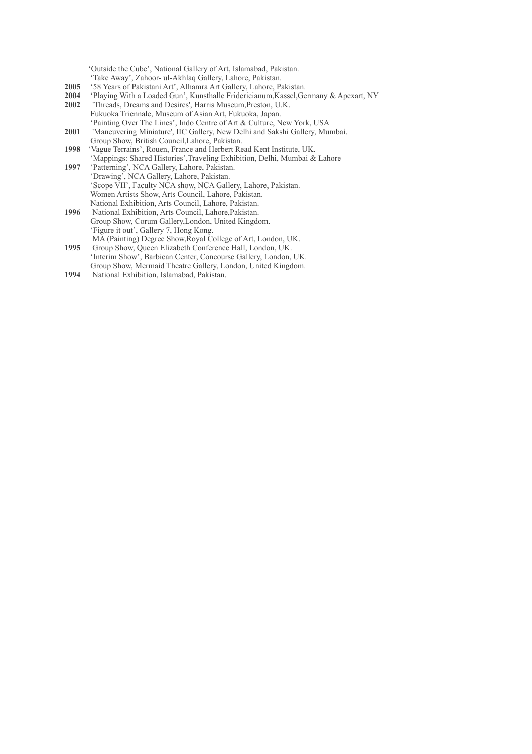'Outside the Cube', National Gallery of Art, Islamabad, Pakistan.
'Take Away', Zahoor- ul-Akhlaq Gallery, Lahore, Pakistan.

**2005** '58 Years of Pakistani Art', Alhamra Art Gallery, Lahore, Pakistan.

**2004** 'Playing With a Loaded Gun', Kunsthalle Fridericianum,Kassel,Germany & Apexart, NY

**2002** 'Threads, Dreams and Desires', Harris Museum,Preston, U.K.
Fukuoka Triennale, Museum of Asian Art, Fukuoka, Japan.
'Painting Over The Lines', Indo Centre of Art & Culture, New York, USA

**2001** 'Maneuvering Miniature', IIC Gallery, New Delhi and Sakshi Gallery, Mumbai.
Group Show, British Council,Lahore, Pakistan.

**1998** 'Vague Terrains', Rouen, France and Herbert Read Kent Institute, UK.
'Mappings: Shared Histories',Traveling Exhibition, Delhi, Mumbai & Lahore

**1997** 'Patterning', NCA Gallery, Lahore, Pakistan.
'Drawing', NCA Gallery, Lahore, Pakistan.
'Scope VII', Faculty NCA show, NCA Gallery, Lahore, Pakistan.
Women Artists Show, Arts Council, Lahore, Pakistan.
National Exhibition, Arts Council, Lahore, Pakistan.

**1996** National Exhibition, Arts Council, Lahore,Pakistan.
Group Show, Corum Gallery,London, United Kingdom.
'Figure it out', Gallery 7, Hong Kong.
MA (Painting) Degree Show,Royal College of Art, London, UK.

**1995** Group Show, Queen Elizabeth Conference Hall, London, UK.
'Interim Show', Barbican Center, Concourse Gallery, London, UK.
Group Show, Mermaid Theatre Gallery, London, United Kingdom.

**1994** National Exhibition, Islamabad, Pakistan.